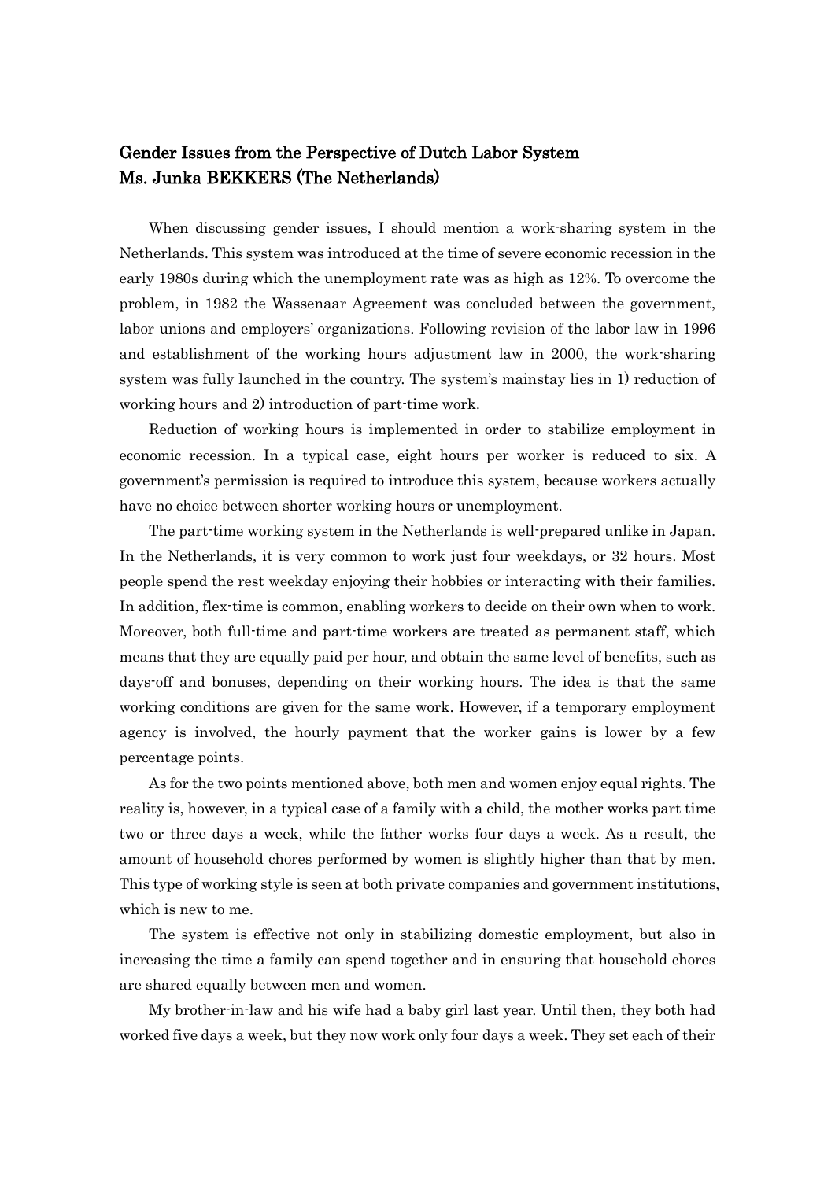# Gender Issues from the Perspective of Dutch Labor System
## Ms. Junka BEKKERS (The Netherlands)

When discussing gender issues, I should mention a work-sharing system in the Netherlands. This system was introduced at the time of severe economic recession in the early 1980s during which the unemployment rate was as high as 12%. To overcome the problem, in 1982 the Wassenaar Agreement was concluded between the government, labor unions and employers' organizations. Following revision of the labor law in 1996 and establishment of the working hours adjustment law in 2000, the work-sharing system was fully launched in the country. The system's mainstay lies in 1) reduction of working hours and 2) introduction of part-time work.

Reduction of working hours is implemented in order to stabilize employment in economic recession. In a typical case, eight hours per worker is reduced to six. A government's permission is required to introduce this system, because workers actually have no choice between shorter working hours or unemployment.

The part-time working system in the Netherlands is well-prepared unlike in Japan. In the Netherlands, it is very common to work just four weekdays, or 32 hours. Most people spend the rest weekday enjoying their hobbies or interacting with their families. In addition, flex-time is common, enabling workers to decide on their own when to work. Moreover, both full-time and part-time workers are treated as permanent staff, which means that they are equally paid per hour, and obtain the same level of benefits, such as days-off and bonuses, depending on their working hours. The idea is that the same working conditions are given for the same work. However, if a temporary employment agency is involved, the hourly payment that the worker gains is lower by a few percentage points.

As for the two points mentioned above, both men and women enjoy equal rights. The reality is, however, in a typical case of a family with a child, the mother works part time two or three days a week, while the father works four days a week. As a result, the amount of household chores performed by women is slightly higher than that by men. This type of working style is seen at both private companies and government institutions, which is new to me.

The system is effective not only in stabilizing domestic employment, but also in increasing the time a family can spend together and in ensuring that household chores are shared equally between men and women.

My brother-in-law and his wife had a baby girl last year. Until then, they both had worked five days a week, but they now work only four days a week. They set each of their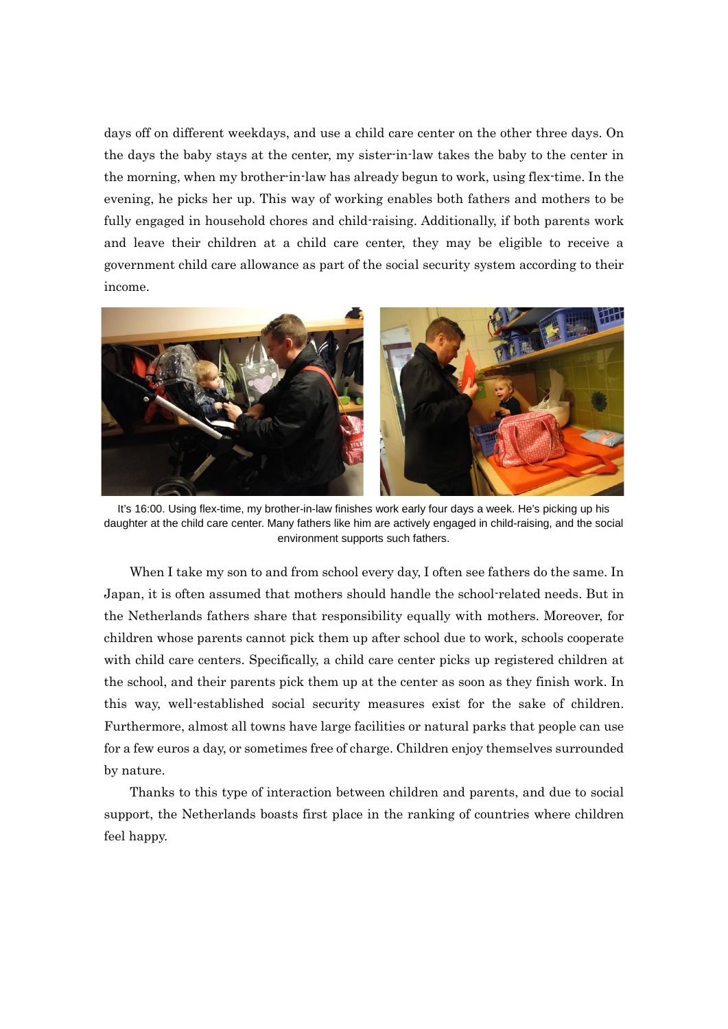days off on different weekdays, and use a child care center on the other three days. On the days the baby stays at the center, my sister-in-law takes the baby to the center in the morning, when my brother-in-law has already begun to work, using flex-time. In the evening, he picks her up. This way of working enables both fathers and mothers to be fully engaged in household chores and child-raising. Additionally, if both parents work and leave their children at a child care center, they may be eligible to receive a government child care allowance as part of the social security system according to their income.

It's 16:00. Using flex-time, my brother-in-law finishes work early four days a week. He's picking up his daughter at the child care center. Many fathers like him are actively engaged in child-raising, and the social environment supports such fathers.

When I take my son to and from school every day, I often see fathers do the same. In Japan, it is often assumed that mothers should handle the school-related needs. But in the Netherlands fathers share that responsibility equally with mothers. Moreover, for children whose parents cannot pick them up after school due to work, schools cooperate with child care centers. Specifically, a child care center picks up registered children at the school, and their parents pick them up at the center as soon as they finish work. In this way, well-established social security measures exist for the sake of children. Furthermore, almost all towns have large facilities or natural parks that people can use for a few euros a day, or sometimes free of charge. Children enjoy themselves surrounded by nature.

Thanks to this type of interaction between children and parents, and due to social support, the Netherlands boasts first place in the ranking of countries where children feel happy.